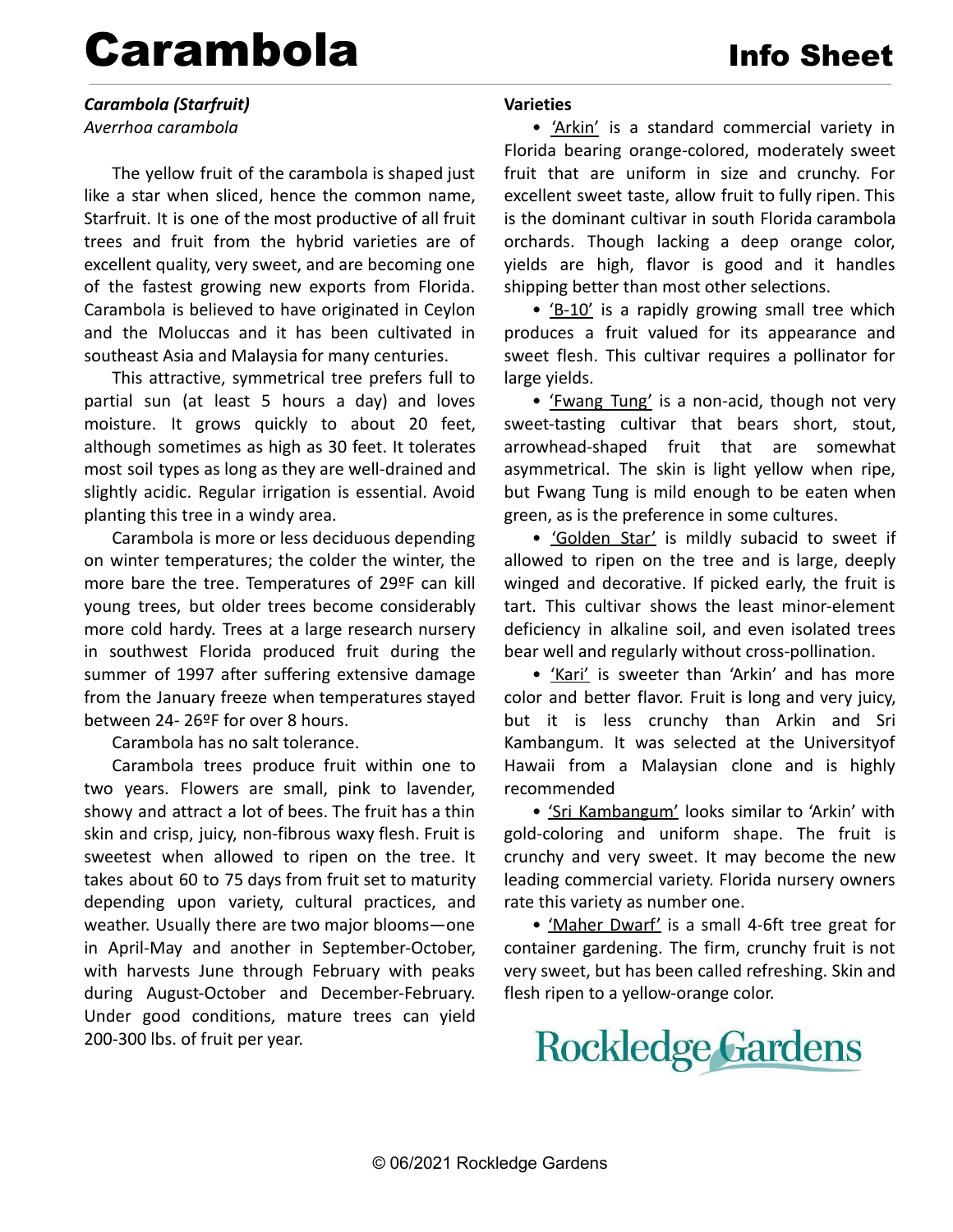# Carambola

## Info Sheet

***Carambola (Starfruit)***
*Averrhoa carambola*

The yellow fruit of the carambola is shaped just like a star when sliced, hence the common name, Starfruit. It is one of the most productive of all fruit trees and fruit from the hybrid varieties are of excellent quality, very sweet, and are becoming one of the fastest growing new exports from Florida. Carambola is believed to have originated in Ceylon and the Moluccas and it has been cultivated in southeast Asia and Malaysia for many centuries.

This attractive, symmetrical tree prefers full to partial sun (at least 5 hours a day) and loves moisture. It grows quickly to about 20 feet, although sometimes as high as 30 feet. It tolerates most soil types as long as they are well-drained and slightly acidic. Regular irrigation is essential. Avoid planting this tree in a windy area.

Carambola is more or less deciduous depending on winter temperatures; the colder the winter, the more bare the tree. Temperatures of 29ºF can kill young trees, but older trees become considerably more cold hardy. Trees at a large research nursery in southwest Florida produced fruit during the summer of 1997 after suffering extensive damage from the January freeze when temperatures stayed between 24- 26ºF for over 8 hours.

Carambola has no salt tolerance.

Carambola trees produce fruit within one to two years. Flowers are small, pink to lavender, showy and attract a lot of bees. The fruit has a thin skin and crisp, juicy, non-fibrous waxy flesh. Fruit is sweetest when allowed to ripen on the tree. It takes about 60 to 75 days from fruit set to maturity depending upon variety, cultural practices, and weather. Usually there are two major blooms—one in April-May and another in September-October, with harvests June through February with peaks during August-October and December-February. Under good conditions, mature trees can yield 200-300 lbs. of fruit per year.

**Varieties**

- 'Arkin' is a standard commercial variety in Florida bearing orange-colored, moderately sweet fruit that are uniform in size and crunchy. For excellent sweet taste, allow fruit to fully ripen. This is the dominant cultivar in south Florida carambola orchards. Though lacking a deep orange color, yields are high, flavor is good and it handles shipping better than most other selections.
- 'B-10' is a rapidly growing small tree which produces a fruit valued for its appearance and sweet flesh. This cultivar requires a pollinator for large yields.
- 'Fwang Tung' is a non-acid, though not very sweet-tasting cultivar that bears short, stout, arrowhead-shaped fruit that are somewhat asymmetrical. The skin is light yellow when ripe, but Fwang Tung is mild enough to be eaten when green, as is the preference in some cultures.
- 'Golden Star' is mildly subacid to sweet if allowed to ripen on the tree and is large, deeply winged and decorative. If picked early, the fruit is tart. This cultivar shows the least minor-element deficiency in alkaline soil, and even isolated trees bear well and regularly without cross-pollination.
- 'Kari' is sweeter than 'Arkin' and has more color and better flavor. Fruit is long and very juicy, but it is less crunchy than Arkin and Sri Kambangum. It was selected at the Universityof Hawaii from a Malaysian clone and is highly recommended
- 'Sri Kambangum' looks similar to 'Arkin' with gold-coloring and uniform shape. The fruit is crunchy and very sweet. It may become the new leading commercial variety. Florida nursery owners rate this variety as number one.
- 'Maher Dwarf' is a small 4-6ft tree great for container gardening. The firm, crunchy fruit is not very sweet, but has been called refreshing. Skin and flesh ripen to a yellow-orange color.

Rockledge Gardens

© 06/2021 Rockledge Gardens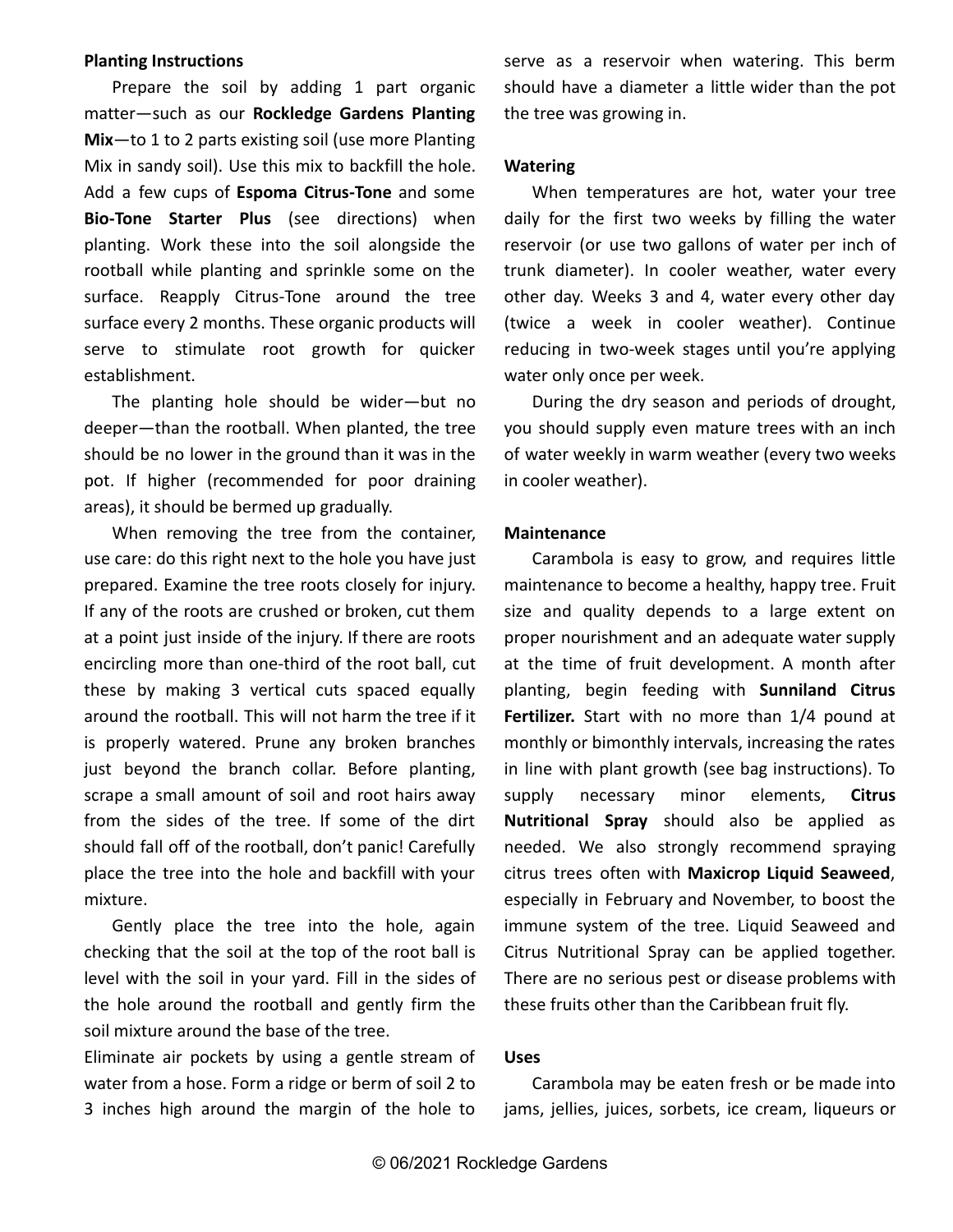**Planting Instructions**

Prepare the soil by adding 1 part organic matter—such as our **Rockledge Gardens Planting Mix**—to 1 to 2 parts existing soil (use more Planting Mix in sandy soil). Use this mix to backfill the hole. Add a few cups of **Espoma Citrus-Tone** and some **Bio-Tone Starter Plus** (see directions) when planting. Work these into the soil alongside the rootball while planting and sprinkle some on the surface. Reapply Citrus-Tone around the tree surface every 2 months. These organic products will serve to stimulate root growth for quicker establishment.

The planting hole should be wider—but no deeper—than the rootball. When planted, the tree should be no lower in the ground than it was in the pot. If higher (recommended for poor draining areas), it should be bermed up gradually.

When removing the tree from the container, use care: do this right next to the hole you have just prepared. Examine the tree roots closely for injury. If any of the roots are crushed or broken, cut them at a point just inside of the injury. If there are roots encircling more than one-third of the root ball, cut these by making 3 vertical cuts spaced equally around the rootball. This will not harm the tree if it is properly watered. Prune any broken branches just beyond the branch collar. Before planting, scrape a small amount of soil and root hairs away from the sides of the tree. If some of the dirt should fall off of the rootball, don't panic! Carefully place the tree into the hole and backfill with your mixture.

Gently place the tree into the hole, again checking that the soil at the top of the root ball is level with the soil in your yard. Fill in the sides of the hole around the rootball and gently firm the soil mixture around the base of the tree.

Eliminate air pockets by using a gentle stream of water from a hose. Form a ridge or berm of soil 2 to 3 inches high around the margin of the hole to serve as a reservoir when watering. This berm should have a diameter a little wider than the pot the tree was growing in.

**Watering**

When temperatures are hot, water your tree daily for the first two weeks by filling the water reservoir (or use two gallons of water per inch of trunk diameter). In cooler weather, water every other day. Weeks 3 and 4, water every other day (twice a week in cooler weather). Continue reducing in two-week stages until you're applying water only once per week.

During the dry season and periods of drought, you should supply even mature trees with an inch of water weekly in warm weather (every two weeks in cooler weather).

**Maintenance**

Carambola is easy to grow, and requires little maintenance to become a healthy, happy tree. Fruit size and quality depends to a large extent on proper nourishment and an adequate water supply at the time of fruit development. A month after planting, begin feeding with **Sunniland Citrus Fertilizer.** Start with no more than 1/4 pound at monthly or bimonthly intervals, increasing the rates in line with plant growth (see bag instructions). To supply necessary minor elements, **Citrus Nutritional Spray** should also be applied as needed. We also strongly recommend spraying citrus trees often with **Maxicrop Liquid Seaweed**, especially in February and November, to boost the immune system of the tree. Liquid Seaweed and Citrus Nutritional Spray can be applied together. There are no serious pest or disease problems with these fruits other than the Caribbean fruit fly.

**Uses**

Carambola may be eaten fresh or be made into jams, jellies, juices, sorbets, ice cream, liqueurs or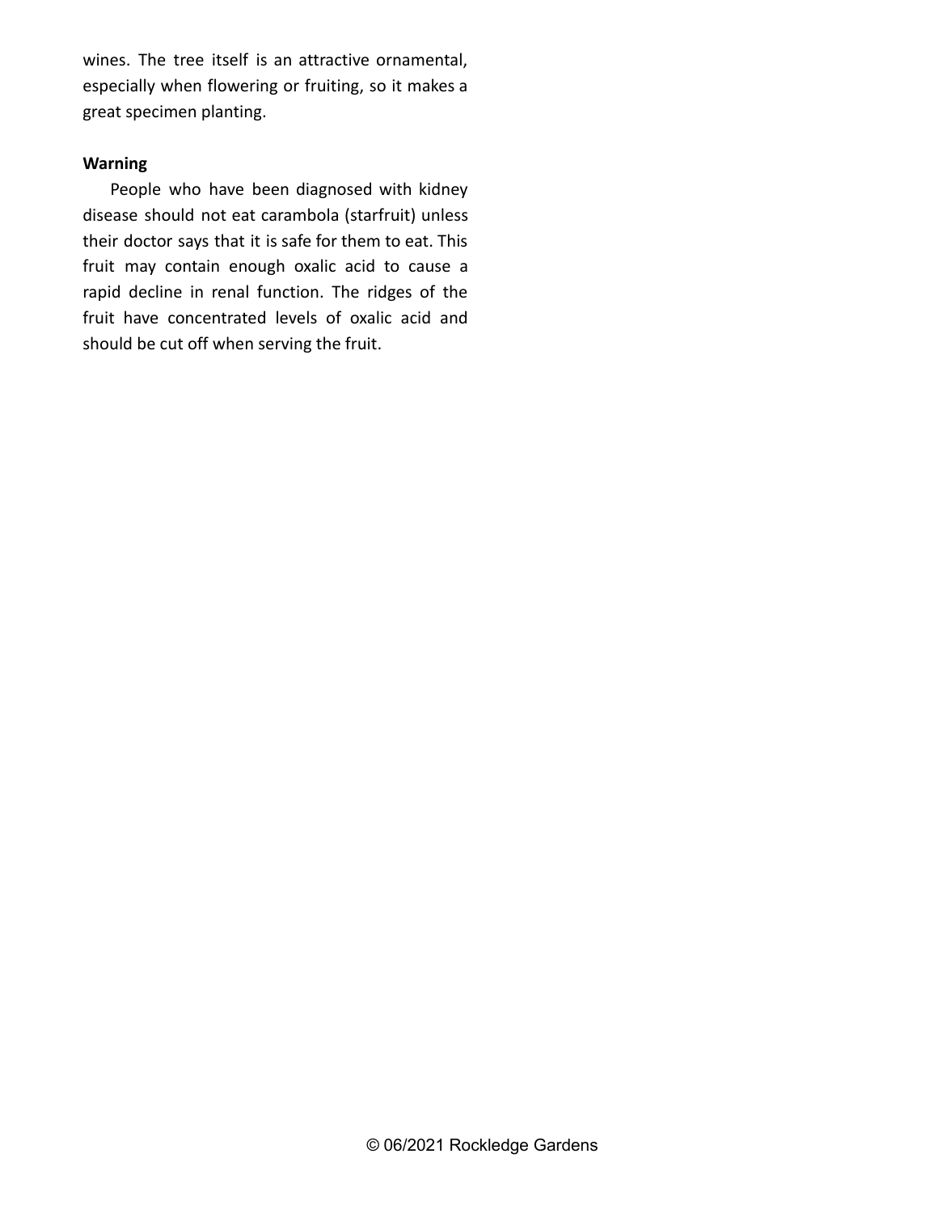wines. The tree itself is an attractive ornamental, especially when flowering or fruiting, so it makes a great specimen planting.

**Warning**

People who have been diagnosed with kidney disease should not eat carambola (starfruit) unless their doctor says that it is safe for them to eat. This fruit may contain enough oxalic acid to cause a rapid decline in renal function. The ridges of the fruit have concentrated levels of oxalic acid and should be cut off when serving the fruit.

© 06/2021 Rockledge Gardens